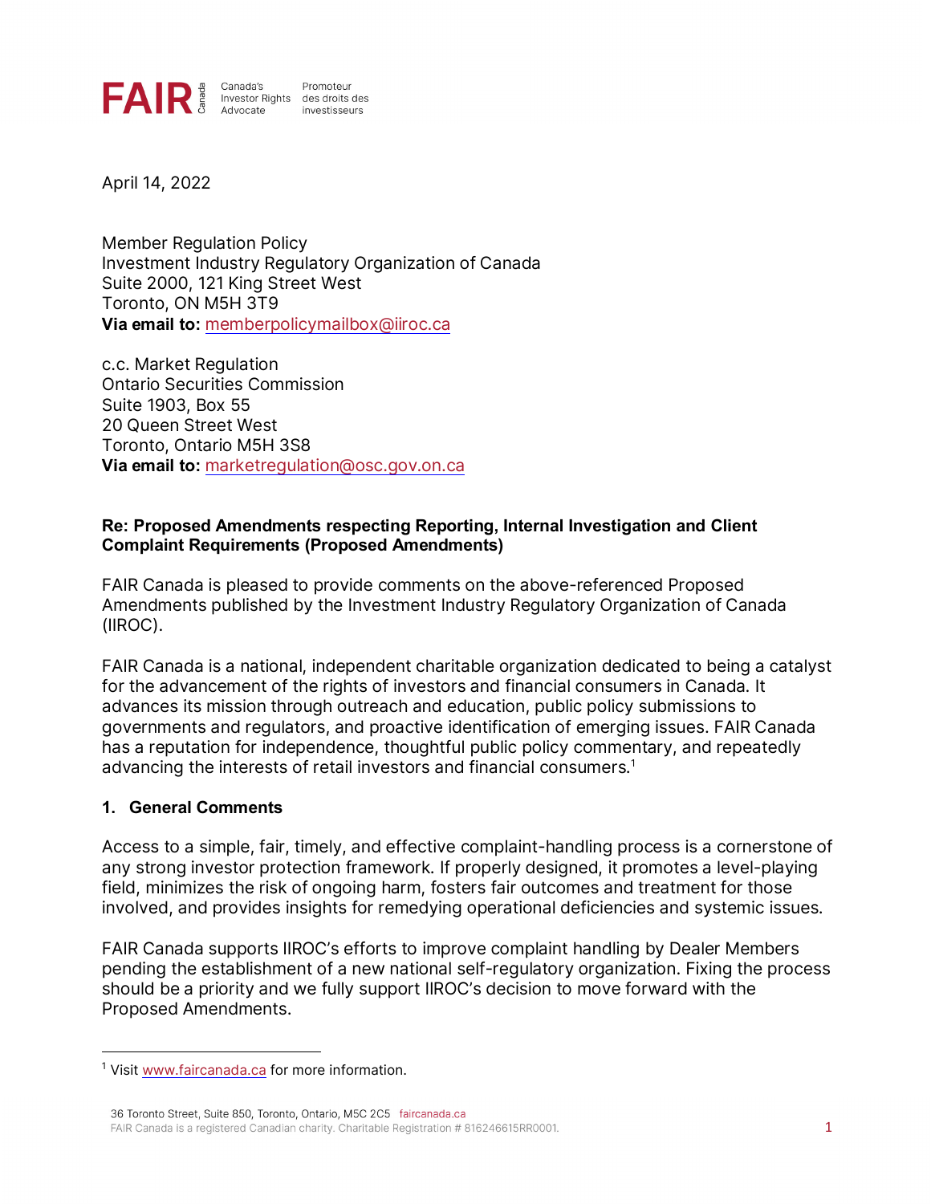FAIR Canada | Canada's Investor Rights Advocate | Promoteur des droits des investisseurs

April 14, 2022

Member Regulation Policy
Investment Industry Regulatory Organization of Canada
Suite 2000, 121 King Street West
Toronto, ON M5H 3T9
**Via email to:** memberpolicymailbox@iiroc.ca

c.c. Market Regulation
Ontario Securities Commission
Suite 1903, Box 55
20 Queen Street West
Toronto, Ontario M5H 3S8
**Via email to:** marketregulation@osc.gov.on.ca

**Re: Proposed Amendments respecting Reporting, Internal Investigation and Client Complaint Requirements (Proposed Amendments)**

FAIR Canada is pleased to provide comments on the above-referenced Proposed Amendments published by the Investment Industry Regulatory Organization of Canada (IIROC).

FAIR Canada is a national, independent charitable organization dedicated to being a catalyst for the advancement of the rights of investors and financial consumers in Canada. It advances its mission through outreach and education, public policy submissions to governments and regulators, and proactive identification of emerging issues. FAIR Canada has a reputation for independence, thoughtful public policy commentary, and repeatedly advancing the interests of retail investors and financial consumers.[1]

## 1. General Comments

Access to a simple, fair, timely, and effective complaint-handling process is a cornerstone of any strong investor protection framework. If properly designed, it promotes a level-playing field, minimizes the risk of ongoing harm, fosters fair outcomes and treatment for those involved, and provides insights for remedying operational deficiencies and systemic issues.

FAIR Canada supports IIROC's efforts to improve complaint handling by Dealer Members pending the establishment of a new national self-regulatory organization. Fixing the process should be a priority and we fully support IIROC's decision to move forward with the Proposed Amendments.

[1] Visit www.faircanada.ca for more information.

36 Toronto Street, Suite 850, Toronto, Ontario, M5C 2C5 faircanada.ca
FAIR Canada is a registered Canadian charity. Charitable Registration # 816246615RR0001.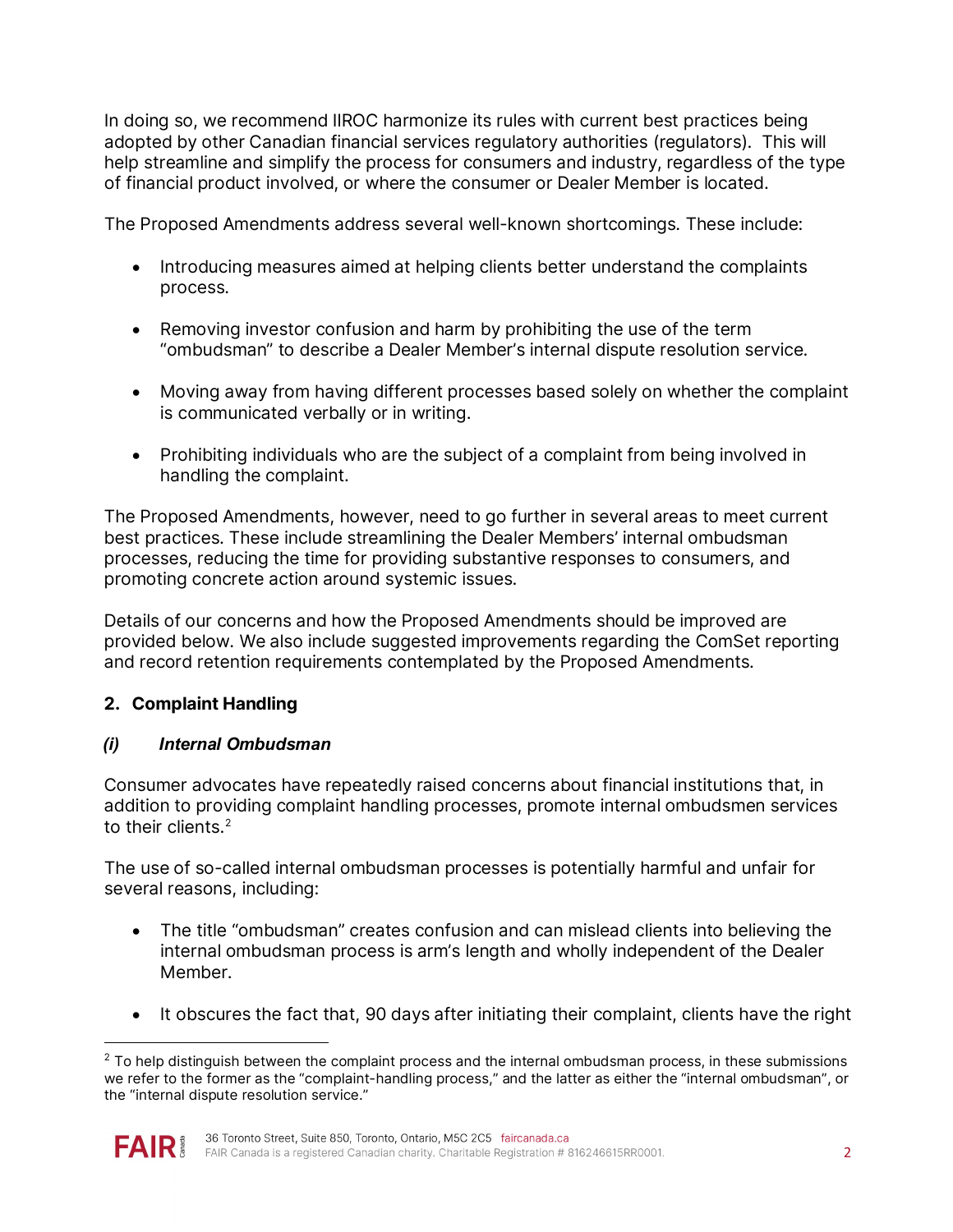In doing so, we recommend IIROC harmonize its rules with current best practices being adopted by other Canadian financial services regulatory authorities (regulators). This will help streamline and simplify the process for consumers and industry, regardless of the type of financial product involved, or where the consumer or Dealer Member is located.

The Proposed Amendments address several well-known shortcomings. These include:

- Introducing measures aimed at helping clients better understand the complaints process.
- Removing investor confusion and harm by prohibiting the use of the term "ombudsman" to describe a Dealer Member's internal dispute resolution service.
- Moving away from having different processes based solely on whether the complaint is communicated verbally or in writing.
- Prohibiting individuals who are the subject of a complaint from being involved in handling the complaint.

The Proposed Amendments, however, need to go further in several areas to meet current best practices. These include streamlining the Dealer Members' internal ombudsman processes, reducing the time for providing substantive responses to consumers, and promoting concrete action around systemic issues.

Details of our concerns and how the Proposed Amendments should be improved are provided below. We also include suggested improvements regarding the ComSet reporting and record retention requirements contemplated by the Proposed Amendments.

## 2. Complaint Handling

### *(i) Internal Ombudsman*

Consumer advocates have repeatedly raised concerns about financial institutions that, in addition to providing complaint handling processes, promote internal ombudsmen services to their clients.[2]

The use of so-called internal ombudsman processes is potentially harmful and unfair for several reasons, including:

- The title "ombudsman" creates confusion and can mislead clients into believing the internal ombudsman process is arm's length and wholly independent of the Dealer Member.
- It obscures the fact that, 90 days after initiating their complaint, clients have the right

[2] To help distinguish between the complaint process and the internal ombudsman process, in these submissions we refer to the former as the "complaint-handling process," and the latter as either the "internal ombudsman", or the "internal dispute resolution service."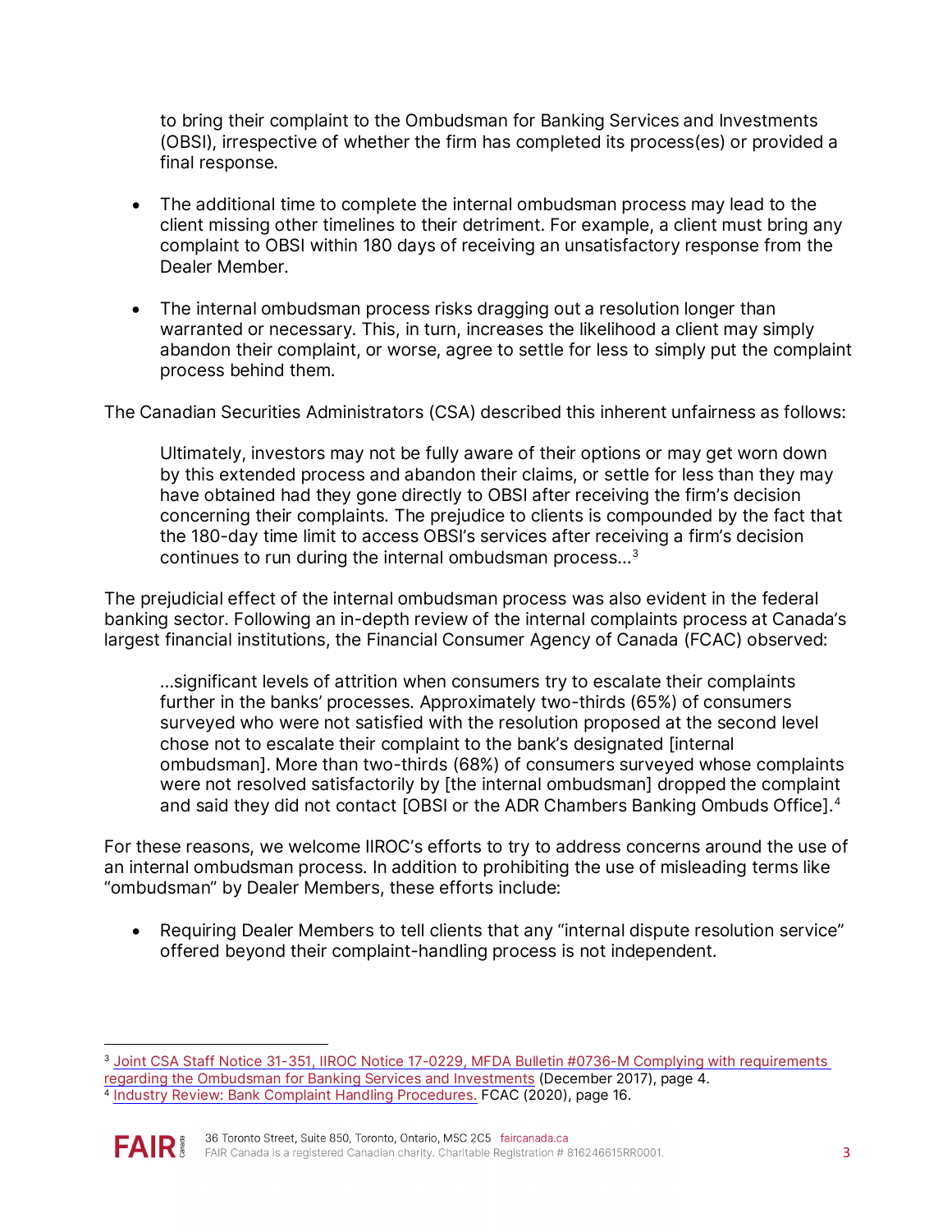to bring their complaint to the Ombudsman for Banking Services and Investments (OBSI), irrespective of whether the firm has completed its process(es) or provided a final response.

- The additional time to complete the internal ombudsman process may lead to the client missing other timelines to their detriment. For example, a client must bring any complaint to OBSI within 180 days of receiving an unsatisfactory response from the Dealer Member.
- The internal ombudsman process risks dragging out a resolution longer than warranted or necessary. This, in turn, increases the likelihood a client may simply abandon their complaint, or worse, agree to settle for less to simply put the complaint process behind them.

The Canadian Securities Administrators (CSA) described this inherent unfairness as follows:

> Ultimately, investors may not be fully aware of their options or may get worn down by this extended process and abandon their claims, or settle for less than they may have obtained had they gone directly to OBSI after receiving the firm's decision concerning their complaints. The prejudice to clients is compounded by the fact that the 180-day time limit to access OBSI's services after receiving a firm's decision continues to run during the internal ombudsman process…[3]

The prejudicial effect of the internal ombudsman process was also evident in the federal banking sector. Following an in-depth review of the internal complaints process at Canada's largest financial institutions, the Financial Consumer Agency of Canada (FCAC) observed:

> …significant levels of attrition when consumers try to escalate their complaints further in the banks' processes. Approximately two-thirds (65%) of consumers surveyed who were not satisfied with the resolution proposed at the second level chose not to escalate their complaint to the bank's designated [internal ombudsman]. More than two-thirds (68%) of consumers surveyed whose complaints were not resolved satisfactorily by [the internal ombudsman] dropped the complaint and said they did not contact [OBSI or the ADR Chambers Banking Ombuds Office].[4]

For these reasons, we welcome IIROC's efforts to try to address concerns around the use of an internal ombudsman process. In addition to prohibiting the use of misleading terms like "ombudsman" by Dealer Members, these efforts include:

- Requiring Dealer Members to tell clients that any "internal dispute resolution service" offered beyond their complaint-handling process is not independent.

---

[3] Joint CSA Staff Notice 31-351, IIROC Notice 17-0229, MFDA Bulletin #0736-M Complying with requirements regarding the Ombudsman for Banking Services and Investments (December 2017), page 4.

[4] Industry Review: Bank Complaint Handling Procedures. FCAC (2020), page 16.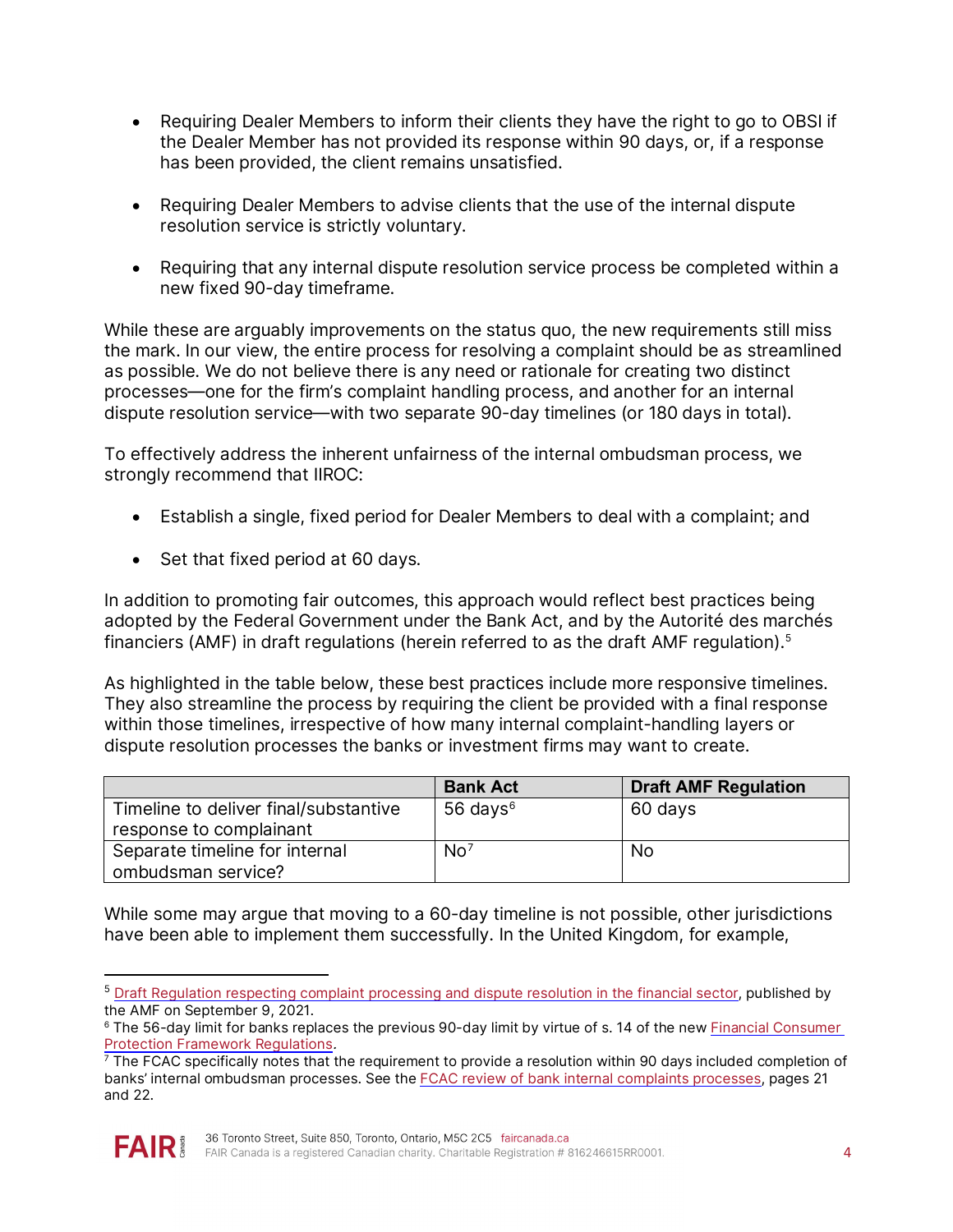- Requiring Dealer Members to inform their clients they have the right to go to OBSI if the Dealer Member has not provided its response within 90 days, or, if a response has been provided, the client remains unsatisfied.

- Requiring Dealer Members to advise clients that the use of the internal dispute resolution service is strictly voluntary.

- Requiring that any internal dispute resolution service process be completed within a new fixed 90-day timeframe.

While these are arguably improvements on the status quo, the new requirements still miss the mark. In our view, the entire process for resolving a complaint should be as streamlined as possible. We do not believe there is any need or rationale for creating two distinct processes—one for the firm's complaint handling process, and another for an internal dispute resolution service—with two separate 90-day timelines (or 180 days in total).

To effectively address the inherent unfairness of the internal ombudsman process, we strongly recommend that IIROC:

- Establish a single, fixed period for Dealer Members to deal with a complaint; and

- Set that fixed period at 60 days.

In addition to promoting fair outcomes, this approach would reflect best practices being adopted by the Federal Government under the Bank Act, and by the Autorité des marchés financiers (AMF) in draft regulations (herein referred to as the draft AMF regulation).[5]

As highlighted in the table below, these best practices include more responsive timelines. They also streamline the process by requiring the client be provided with a final response within those timelines, irrespective of how many internal complaint-handling layers or dispute resolution processes the banks or investment firms may want to create.

| | Bank Act | Draft AMF Regulation |
|---|---|---|
| Timeline to deliver final/substantive response to complainant | 56 days[6] | 60 days |
| Separate timeline for internal ombudsman service? | No[7] | No |

While some may argue that moving to a 60-day timeline is not possible, other jurisdictions have been able to implement them successfully. In the United Kingdom, for example,

[5] Draft Regulation respecting complaint processing and dispute resolution in the financial sector, published by the AMF on September 9, 2021.

[6] The 56-day limit for banks replaces the previous 90-day limit by virtue of s. 14 of the new Financial Consumer Protection Framework Regulations.

[7] The FCAC specifically notes that the requirement to provide a resolution within 90 days included completion of banks' internal ombudsman processes. See the FCAC review of bank internal complaints processes, pages 21 and 22.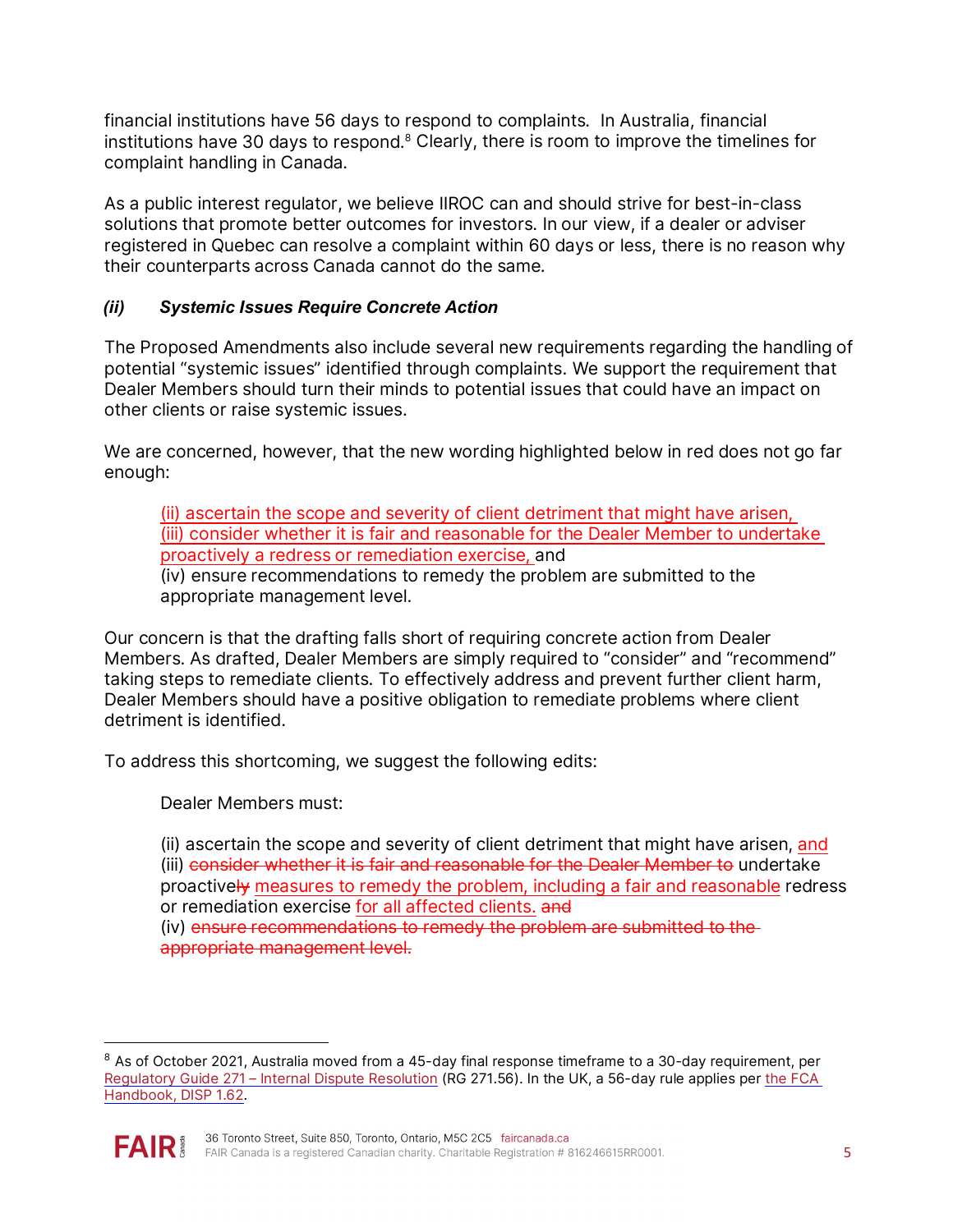financial institutions have 56 days to respond to complaints. In Australia, financial institutions have 30 days to respond.[8] Clearly, there is room to improve the timelines for complaint handling in Canada.

As a public interest regulator, we believe IIROC can and should strive for best-in-class solutions that promote better outcomes for investors. In our view, if a dealer or adviser registered in Quebec can resolve a complaint within 60 days or less, there is no reason why their counterparts across Canada cannot do the same.

### *(ii) Systemic Issues Require Concrete Action*

The Proposed Amendments also include several new requirements regarding the handling of potential "systemic issues" identified through complaints. We support the requirement that Dealer Members should turn their minds to potential issues that could have an impact on other clients or raise systemic issues.

We are concerned, however, that the new wording highlighted below in red does not go far enough:

> <u>(ii) ascertain the scope and severity of client detriment that might have arisen,</u>
> <u>(iii) consider whether it is fair and reasonable for the Dealer Member to undertake proactively a redress or remediation exercise,</u> and
> (iv) ensure recommendations to remedy the problem are submitted to the appropriate management level.

Our concern is that the drafting falls short of requiring concrete action from Dealer Members. As drafted, Dealer Members are simply required to "consider" and "recommend" taking steps to remediate clients. To effectively address and prevent further client harm, Dealer Members should have a positive obligation to remediate problems where client detriment is identified.

To address this shortcoming, we suggest the following edits:

> Dealer Members must:
>
> (ii) ascertain the scope and severity of client detriment that might have arisen, <u>and</u>
> (iii) ~~consider whether it is fair and reasonable for the Dealer Member to~~ undertake proactivel~~y~~ <u>measures to remedy the problem, including a fair and reasonable</u> redress or remediation exercise <u>for all affected clients.</u> ~~and~~
> (iv) ~~ensure recommendations to remedy the problem are submitted to the appropriate management level.~~

[8] As of October 2021, Australia moved from a 45-day final response timeframe to a 30-day requirement, per Regulatory Guide 271 – Internal Dispute Resolution (RG 271.56). In the UK, a 56-day rule applies per the FCA Handbook, DISP 1.62.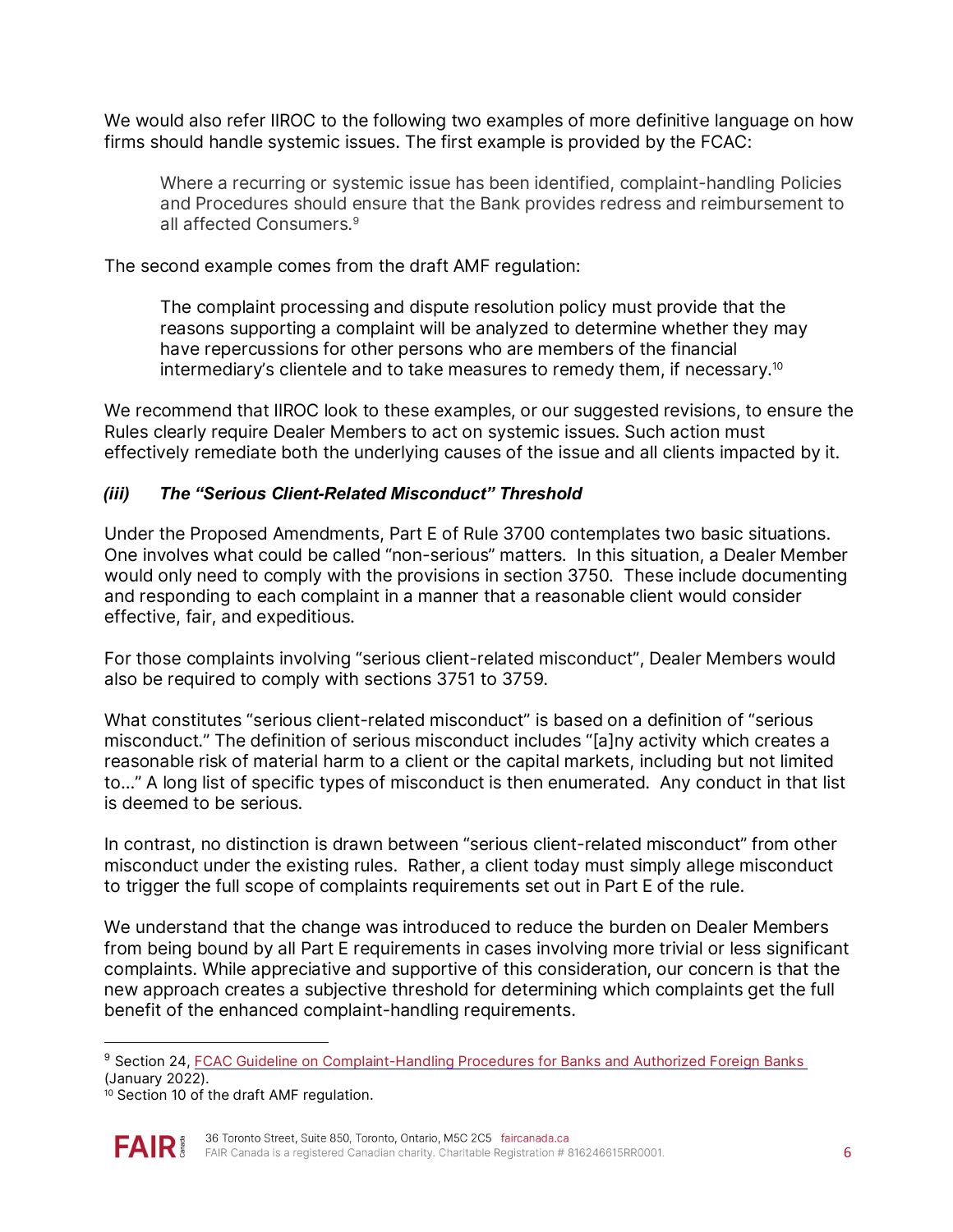We would also refer IIROC to the following two examples of more definitive language on how firms should handle systemic issues. The first example is provided by the FCAC:

> Where a recurring or systemic issue has been identified, complaint-handling Policies and Procedures should ensure that the Bank provides redress and reimbursement to all affected Consumers.[9]

The second example comes from the draft AMF regulation:

> The complaint processing and dispute resolution policy must provide that the reasons supporting a complaint will be analyzed to determine whether they may have repercussions for other persons who are members of the financial intermediary's clientele and to take measures to remedy them, if necessary.[10]

We recommend that IIROC look to these examples, or our suggested revisions, to ensure the Rules clearly require Dealer Members to act on systemic issues. Such action must effectively remediate both the underlying causes of the issue and all clients impacted by it.

### *(iii) The "Serious Client-Related Misconduct" Threshold*

Under the Proposed Amendments, Part E of Rule 3700 contemplates two basic situations. One involves what could be called "non-serious" matters. In this situation, a Dealer Member would only need to comply with the provisions in section 3750. These include documenting and responding to each complaint in a manner that a reasonable client would consider effective, fair, and expeditious.

For those complaints involving "serious client-related misconduct", Dealer Members would also be required to comply with sections 3751 to 3759.

What constitutes "serious client-related misconduct" is based on a definition of "serious misconduct." The definition of serious misconduct includes "[a]ny activity which creates a reasonable risk of material harm to a client or the capital markets, including but not limited to…" A long list of specific types of misconduct is then enumerated. Any conduct in that list is deemed to be serious.

In contrast, no distinction is drawn between "serious client-related misconduct" from other misconduct under the existing rules. Rather, a client today must simply allege misconduct to trigger the full scope of complaints requirements set out in Part E of the rule.

We understand that the change was introduced to reduce the burden on Dealer Members from being bound by all Part E requirements in cases involving more trivial or less significant complaints. While appreciative and supportive of this consideration, our concern is that the new approach creates a subjective threshold for determining which complaints get the full benefit of the enhanced complaint-handling requirements.

---

[9] Section 24, FCAC Guideline on Complaint-Handling Procedures for Banks and Authorized Foreign Banks (January 2022).

[10] Section 10 of the draft AMF regulation.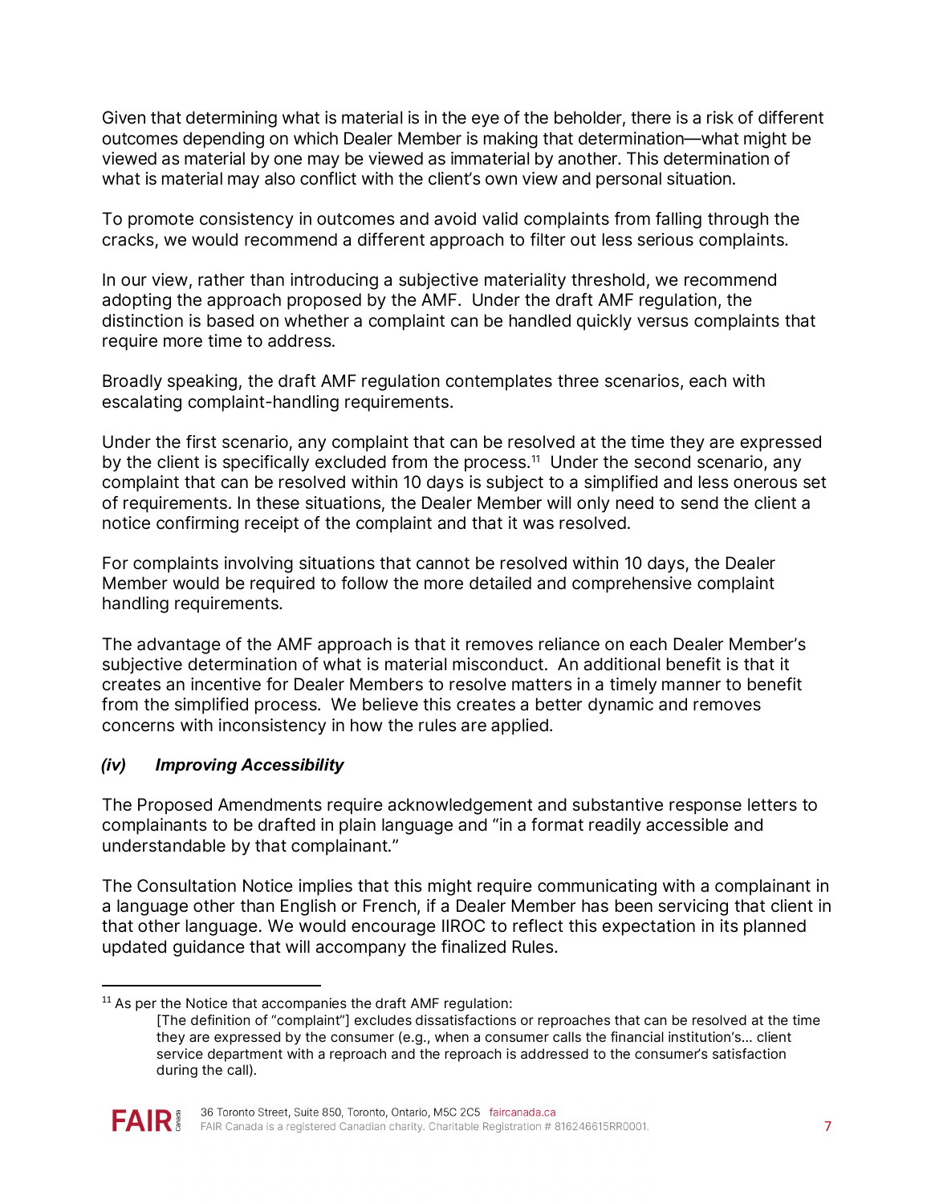Given that determining what is material is in the eye of the beholder, there is a risk of different outcomes depending on which Dealer Member is making that determination—what might be viewed as material by one may be viewed as immaterial by another. This determination of what is material may also conflict with the client's own view and personal situation.

To promote consistency in outcomes and avoid valid complaints from falling through the cracks, we would recommend a different approach to filter out less serious complaints.

In our view, rather than introducing a subjective materiality threshold, we recommend adopting the approach proposed by the AMF. Under the draft AMF regulation, the distinction is based on whether a complaint can be handled quickly versus complaints that require more time to address.

Broadly speaking, the draft AMF regulation contemplates three scenarios, each with escalating complaint-handling requirements.

Under the first scenario, any complaint that can be resolved at the time they are expressed by the client is specifically excluded from the process.[11] Under the second scenario, any complaint that can be resolved within 10 days is subject to a simplified and less onerous set of requirements. In these situations, the Dealer Member will only need to send the client a notice confirming receipt of the complaint and that it was resolved.

For complaints involving situations that cannot be resolved within 10 days, the Dealer Member would be required to follow the more detailed and comprehensive complaint handling requirements.

The advantage of the AMF approach is that it removes reliance on each Dealer Member's subjective determination of what is material misconduct. An additional benefit is that it creates an incentive for Dealer Members to resolve matters in a timely manner to benefit from the simplified process. We believe this creates a better dynamic and removes concerns with inconsistency in how the rules are applied.

### *(iv) Improving Accessibility*

The Proposed Amendments require acknowledgement and substantive response letters to complainants to be drafted in plain language and "in a format readily accessible and understandable by that complainant."

The Consultation Notice implies that this might require communicating with a complainant in a language other than English or French, if a Dealer Member has been servicing that client in that other language. We would encourage IIROC to reflect this expectation in its planned updated guidance that will accompany the finalized Rules.

---

[11] As per the Notice that accompanies the draft AMF regulation:

> [The definition of "complaint"] excludes dissatisfactions or reproaches that can be resolved at the time they are expressed by the consumer (e.g., when a consumer calls the financial institution's… client service department with a reproach and the reproach is addressed to the consumer's satisfaction during the call).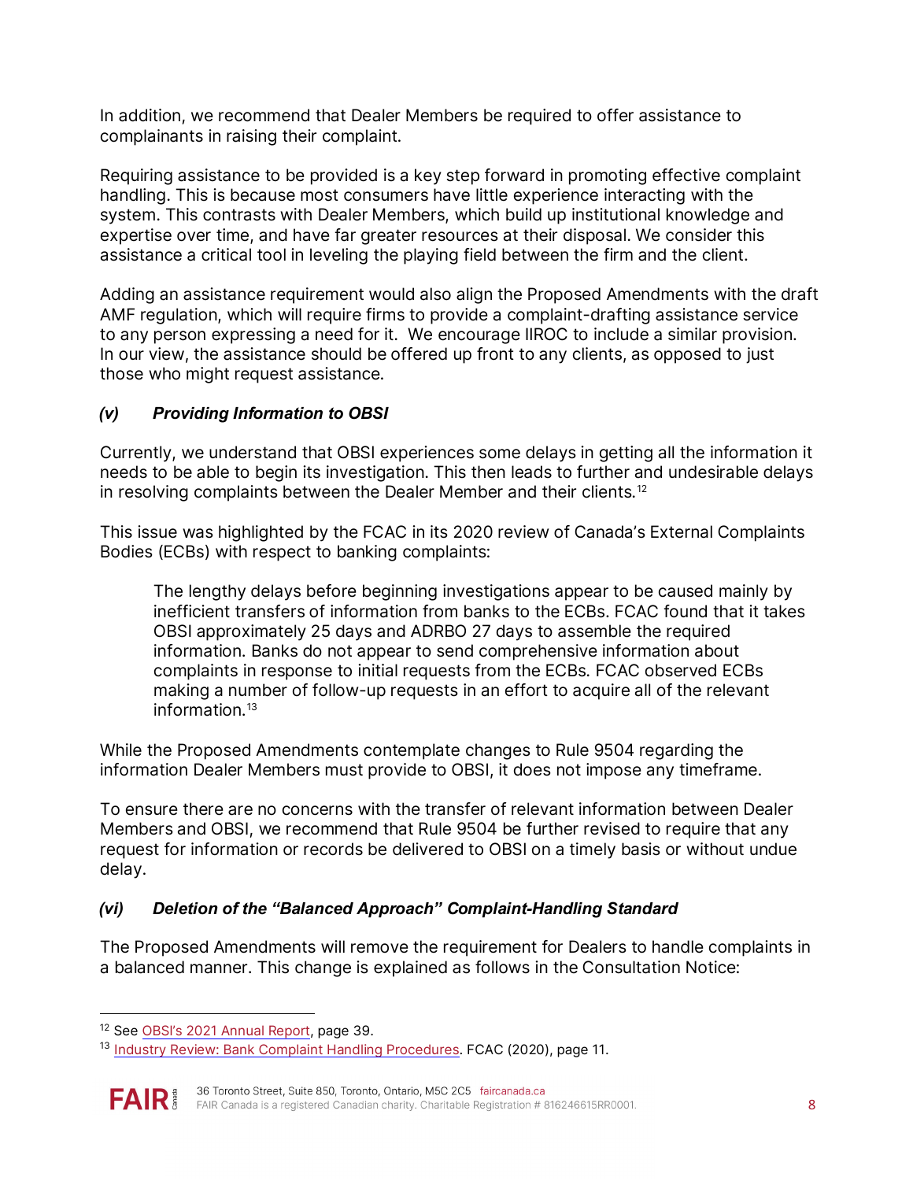In addition, we recommend that Dealer Members be required to offer assistance to complainants in raising their complaint.

Requiring assistance to be provided is a key step forward in promoting effective complaint handling. This is because most consumers have little experience interacting with the system. This contrasts with Dealer Members, which build up institutional knowledge and expertise over time, and have far greater resources at their disposal. We consider this assistance a critical tool in leveling the playing field between the firm and the client.

Adding an assistance requirement would also align the Proposed Amendments with the draft AMF regulation, which will require firms to provide a complaint-drafting assistance service to any person expressing a need for it. We encourage IIROC to include a similar provision. In our view, the assistance should be offered up front to any clients, as opposed to just those who might request assistance.

### *(v) Providing Information to OBSI*

Currently, we understand that OBSI experiences some delays in getting all the information it needs to be able to begin its investigation. This then leads to further and undesirable delays in resolving complaints between the Dealer Member and their clients.[12]

This issue was highlighted by the FCAC in its 2020 review of Canada's External Complaints Bodies (ECBs) with respect to banking complaints:

> The lengthy delays before beginning investigations appear to be caused mainly by inefficient transfers of information from banks to the ECBs. FCAC found that it takes OBSI approximately 25 days and ADRBO 27 days to assemble the required information. Banks do not appear to send comprehensive information about complaints in response to initial requests from the ECBs. FCAC observed ECBs making a number of follow-up requests in an effort to acquire all of the relevant information.[13]

While the Proposed Amendments contemplate changes to Rule 9504 regarding the information Dealer Members must provide to OBSI, it does not impose any timeframe.

To ensure there are no concerns with the transfer of relevant information between Dealer Members and OBSI, we recommend that Rule 9504 be further revised to require that any request for information or records be delivered to OBSI on a timely basis or without undue delay.

### *(vi) Deletion of the "Balanced Approach" Complaint-Handling Standard*

The Proposed Amendments will remove the requirement for Dealers to handle complaints in a balanced manner. This change is explained as follows in the Consultation Notice:

---

[12] See OBSI's 2021 Annual Report, page 39.

[13] Industry Review: Bank Complaint Handling Procedures. FCAC (2020), page 11.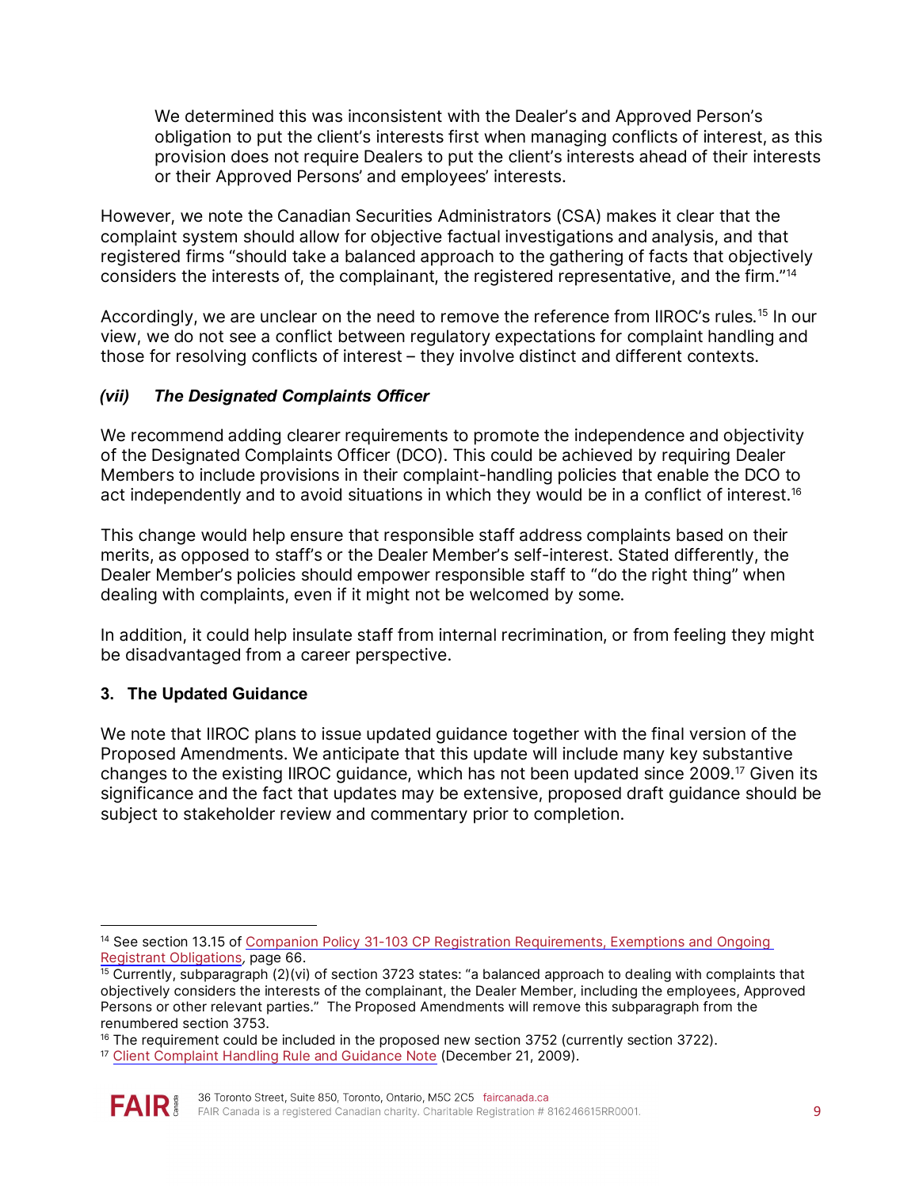> We determined this was inconsistent with the Dealer's and Approved Person's obligation to put the client's interests first when managing conflicts of interest, as this provision does not require Dealers to put the client's interests ahead of their interests or their Approved Persons' and employees' interests.

However, we note the Canadian Securities Administrators (CSA) makes it clear that the complaint system should allow for objective factual investigations and analysis, and that registered firms "should take a balanced approach to the gathering of facts that objectively considers the interests of, the complainant, the registered representative, and the firm."[14]

Accordingly, we are unclear on the need to remove the reference from IIROC's rules.[15] In our view, we do not see a conflict between regulatory expectations for complaint handling and those for resolving conflicts of interest – they involve distinct and different contexts.

### *(vii) The Designated Complaints Officer*

We recommend adding clearer requirements to promote the independence and objectivity of the Designated Complaints Officer (DCO). This could be achieved by requiring Dealer Members to include provisions in their complaint-handling policies that enable the DCO to act independently and to avoid situations in which they would be in a conflict of interest.[16]

This change would help ensure that responsible staff address complaints based on their merits, as opposed to staff's or the Dealer Member's self-interest. Stated differently, the Dealer Member's policies should empower responsible staff to "do the right thing" when dealing with complaints, even if it might not be welcomed by some.

In addition, it could help insulate staff from internal recrimination, or from feeling they might be disadvantaged from a career perspective.

## 3. The Updated Guidance

We note that IIROC plans to issue updated guidance together with the final version of the Proposed Amendments. We anticipate that this update will include many key substantive changes to the existing IIROC guidance, which has not been updated since 2009.[17] Given its significance and the fact that updates may be extensive, proposed draft guidance should be subject to stakeholder review and commentary prior to completion.

---

[14] See section 13.15 of Companion Policy 31-103 CP Registration Requirements, Exemptions and Ongoing Registrant Obligations, page 66.

[15] Currently, subparagraph (2)(vi) of section 3723 states: "a balanced approach to dealing with complaints that objectively considers the interests of the complainant, the Dealer Member, including the employees, Approved Persons or other relevant parties." The Proposed Amendments will remove this subparagraph from the renumbered section 3753.

[16] The requirement could be included in the proposed new section 3752 (currently section 3722).

[17] Client Complaint Handling Rule and Guidance Note (December 21, 2009).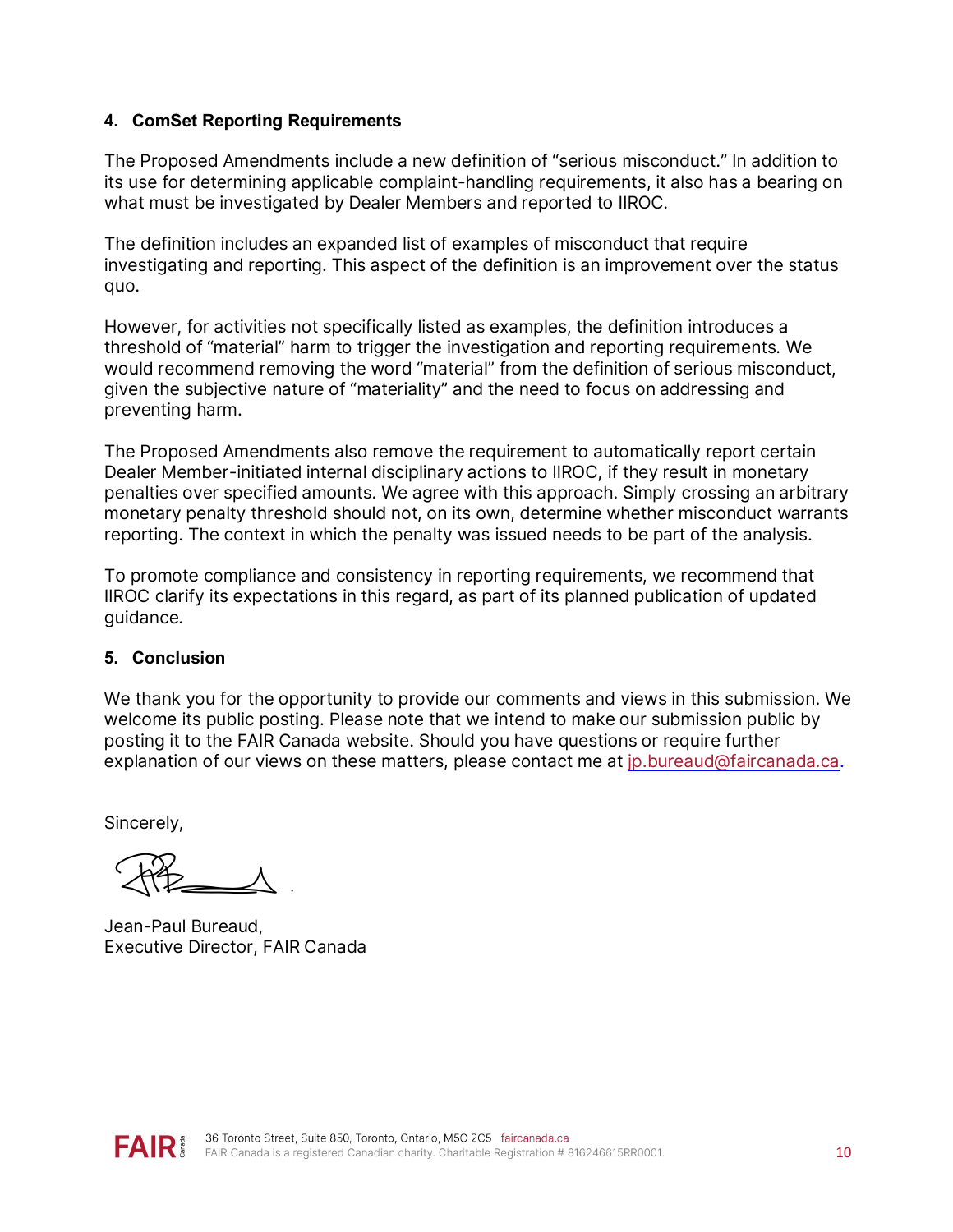### 4. ComSet Reporting Requirements

The Proposed Amendments include a new definition of “serious misconduct.” In addition to its use for determining applicable complaint-handling requirements, it also has a bearing on what must be investigated by Dealer Members and reported to IIROC.

The definition includes an expanded list of examples of misconduct that require investigating and reporting. This aspect of the definition is an improvement over the status quo.

However, for activities not specifically listed as examples, the definition introduces a threshold of “material” harm to trigger the investigation and reporting requirements. We would recommend removing the word “material” from the definition of serious misconduct, given the subjective nature of “materiality” and the need to focus on addressing and preventing harm.

The Proposed Amendments also remove the requirement to automatically report certain Dealer Member-initiated internal disciplinary actions to IIROC, if they result in monetary penalties over specified amounts. We agree with this approach. Simply crossing an arbitrary monetary penalty threshold should not, on its own, determine whether misconduct warrants reporting. The context in which the penalty was issued needs to be part of the analysis.

To promote compliance and consistency in reporting requirements, we recommend that IIROC clarify its expectations in this regard, as part of its planned publication of updated guidance.

### 5. Conclusion

We thank you for the opportunity to provide our comments and views in this submission. We welcome its public posting. Please note that we intend to make our submission public by posting it to the FAIR Canada website. Should you have questions or require further explanation of our views on these matters, please contact me at jp.bureaud@faircanada.ca.

Sincerely,

Jean-Paul Bureaud,
Executive Director, FAIR Canada